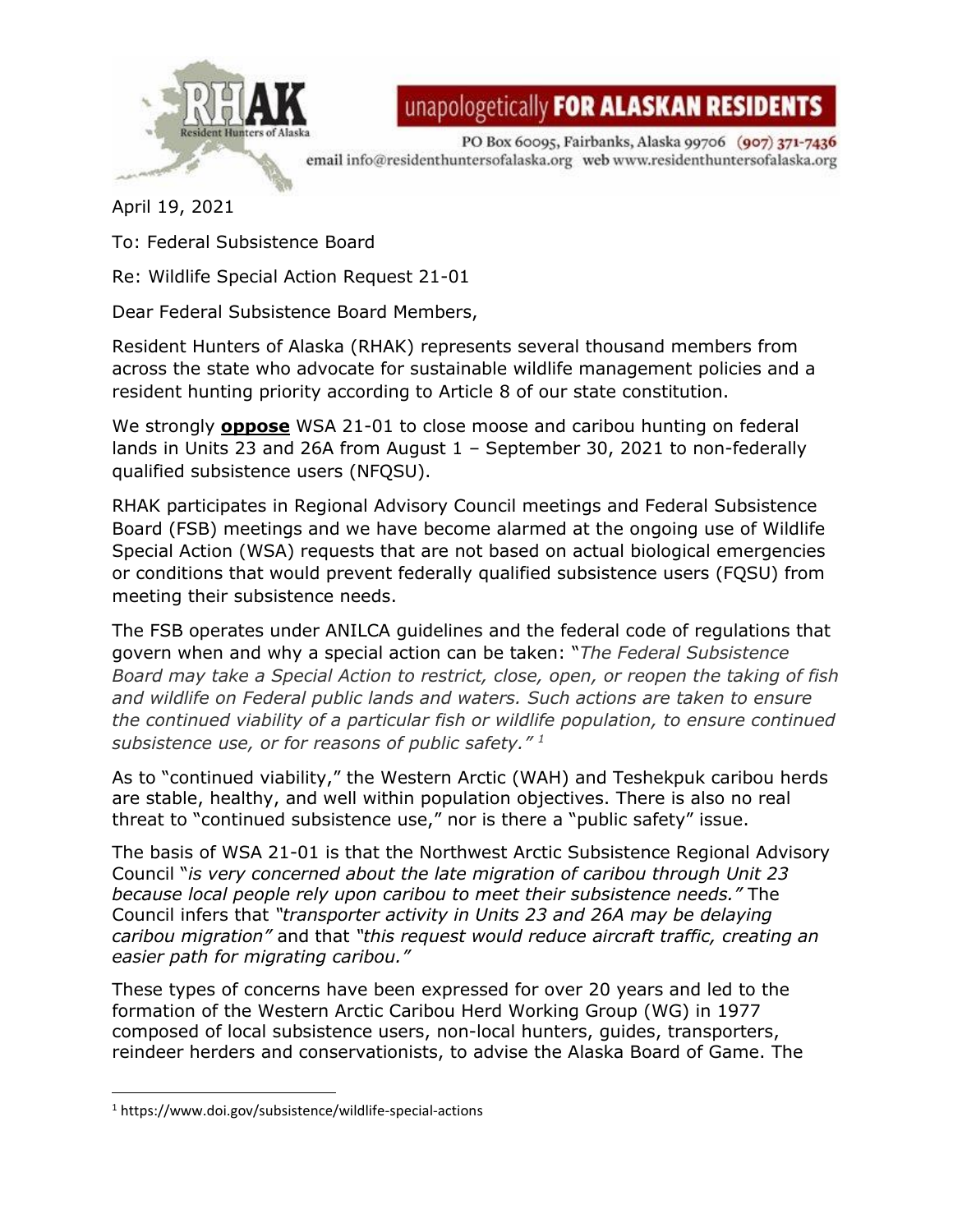RHAK Resident Hunters of Alaska

unapologetically **FOR ALASKAN RESIDENTS**

PO Box 60095, Fairbanks, Alaska 99706 (907) 371-7436
email info@residenthuntersofalaska.org web www.residenthuntersofalaska.org

April 19, 2021

To: Federal Subsistence Board

Re: Wildlife Special Action Request 21-01

Dear Federal Subsistence Board Members,

Resident Hunters of Alaska (RHAK) represents several thousand members from across the state who advocate for sustainable wildlife management policies and a resident hunting priority according to Article 8 of our state constitution.

We strongly **oppose** WSA 21-01 to close moose and caribou hunting on federal lands in Units 23 and 26A from August 1 – September 30, 2021 to non-federally qualified subsistence users (NFQSU).

RHAK participates in Regional Advisory Council meetings and Federal Subsistence Board (FSB) meetings and we have become alarmed at the ongoing use of Wildlife Special Action (WSA) requests that are not based on actual biological emergencies or conditions that would prevent federally qualified subsistence users (FQSU) from meeting their subsistence needs.

The FSB operates under ANILCA guidelines and the federal code of regulations that govern when and why a special action can be taken: "*The Federal Subsistence Board may take a Special Action to restrict, close, open, or reopen the taking of fish and wildlife on Federal public lands and waters. Such actions are taken to ensure the continued viability of a particular fish or wildlife population, to ensure continued subsistence use, or for reasons of public safety."* [1]

As to "continued viability," the Western Arctic (WAH) and Teshekpuk caribou herds are stable, healthy, and well within population objectives. There is also no real threat to "continued subsistence use," nor is there a "public safety" issue.

The basis of WSA 21-01 is that the Northwest Arctic Subsistence Regional Advisory Council "*is very concerned about the late migration of caribou through Unit 23 because local people rely upon caribou to meet their subsistence needs."* The Council infers that *"transporter activity in Units 23 and 26A may be delaying caribou migration"* and that *"this request would reduce aircraft traffic, creating an easier path for migrating caribou."*

These types of concerns have been expressed for over 20 years and led to the formation of the Western Arctic Caribou Herd Working Group (WG) in 1977 composed of local subsistence users, non-local hunters, guides, transporters, reindeer herders and conservationists, to advise the Alaska Board of Game. The

[1] https://www.doi.gov/subsistence/wildlife-special-actions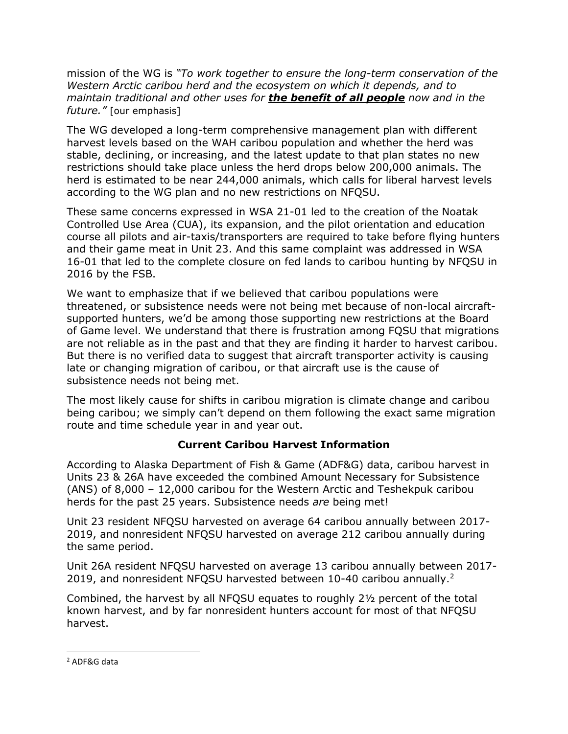mission of the WG is *"To work together to ensure the long-term conservation of the Western Arctic caribou herd and the ecosystem on which it depends, and to maintain traditional and other uses for **the benefit of all people** now and in the future."* [our emphasis]

The WG developed a long-term comprehensive management plan with different harvest levels based on the WAH caribou population and whether the herd was stable, declining, or increasing, and the latest update to that plan states no new restrictions should take place unless the herd drops below 200,000 animals. The herd is estimated to be near 244,000 animals, which calls for liberal harvest levels according to the WG plan and no new restrictions on NFQSU.

These same concerns expressed in WSA 21-01 led to the creation of the Noatak Controlled Use Area (CUA), its expansion, and the pilot orientation and education course all pilots and air-taxis/transporters are required to take before flying hunters and their game meat in Unit 23. And this same complaint was addressed in WSA 16-01 that led to the complete closure on fed lands to caribou hunting by NFQSU in 2016 by the FSB.

We want to emphasize that if we believed that caribou populations were threatened, or subsistence needs were not being met because of non-local aircraft-supported hunters, we'd be among those supporting new restrictions at the Board of Game level. We understand that there is frustration among FQSU that migrations are not reliable as in the past and that they are finding it harder to harvest caribou. But there is no verified data to suggest that aircraft transporter activity is causing late or changing migration of caribou, or that aircraft use is the cause of subsistence needs not being met.

The most likely cause for shifts in caribou migration is climate change and caribou being caribou; we simply can't depend on them following the exact same migration route and time schedule year in and year out.

## Current Caribou Harvest Information

According to Alaska Department of Fish & Game (ADF&G) data, caribou harvest in Units 23 & 26A have exceeded the combined Amount Necessary for Subsistence (ANS) of 8,000 – 12,000 caribou for the Western Arctic and Teshekpuk caribou herds for the past 25 years. Subsistence needs *are* being met!

Unit 23 resident NFQSU harvested on average 64 caribou annually between 2017-2019, and nonresident NFQSU harvested on average 212 caribou annually during the same period.

Unit 26A resident NFQSU harvested on average 13 caribou annually between 2017-2019, and nonresident NFQSU harvested between 10-40 caribou annually.[2]

Combined, the harvest by all NFQSU equates to roughly 2½ percent of the total known harvest, and by far nonresident hunters account for most of that NFQSU harvest.

---

[2] ADF&G data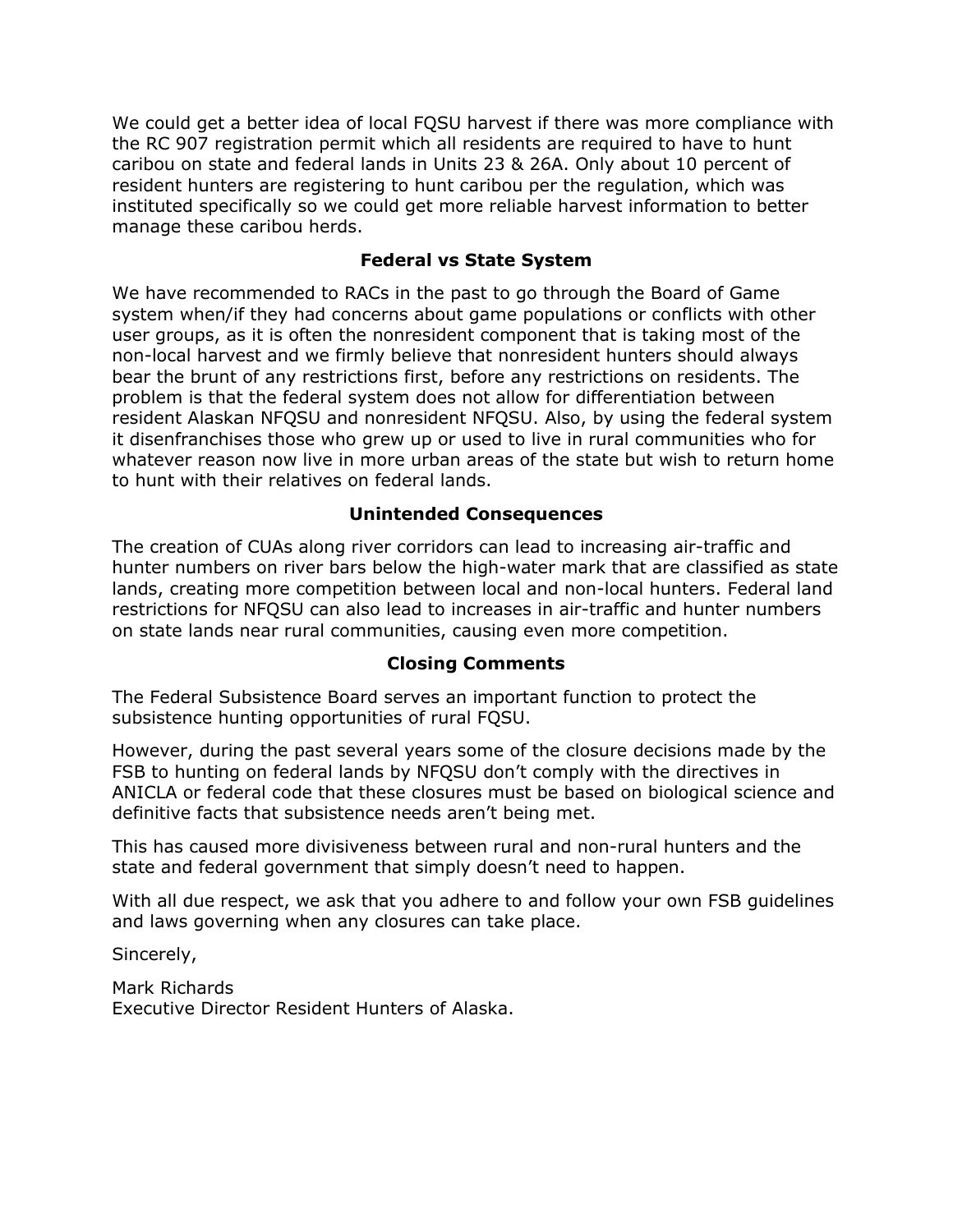We could get a better idea of local FQSU harvest if there was more compliance with the RC 907 registration permit which all residents are required to have to hunt caribou on state and federal lands in Units 23 & 26A. Only about 10 percent of resident hunters are registering to hunt caribou per the regulation, which was instituted specifically so we could get more reliable harvest information to better manage these caribou herds.

### Federal vs State System

We have recommended to RACs in the past to go through the Board of Game system when/if they had concerns about game populations or conflicts with other user groups, as it is often the nonresident component that is taking most of the non-local harvest and we firmly believe that nonresident hunters should always bear the brunt of any restrictions first, before any restrictions on residents. The problem is that the federal system does not allow for differentiation between resident Alaskan NFQSU and nonresident NFQSU. Also, by using the federal system it disenfranchises those who grew up or used to live in rural communities who for whatever reason now live in more urban areas of the state but wish to return home to hunt with their relatives on federal lands.

### Unintended Consequences

The creation of CUAs along river corridors can lead to increasing air-traffic and hunter numbers on river bars below the high-water mark that are classified as state lands, creating more competition between local and non-local hunters. Federal land restrictions for NFQSU can also lead to increases in air-traffic and hunter numbers on state lands near rural communities, causing even more competition.

### Closing Comments

The Federal Subsistence Board serves an important function to protect the subsistence hunting opportunities of rural FQSU.

However, during the past several years some of the closure decisions made by the FSB to hunting on federal lands by NFQSU don't comply with the directives in ANICLA or federal code that these closures must be based on biological science and definitive facts that subsistence needs aren't being met.

This has caused more divisiveness between rural and non-rural hunters and the state and federal government that simply doesn't need to happen.

With all due respect, we ask that you adhere to and follow your own FSB guidelines and laws governing when any closures can take place.

Sincerely,

Mark Richards
Executive Director Resident Hunters of Alaska.